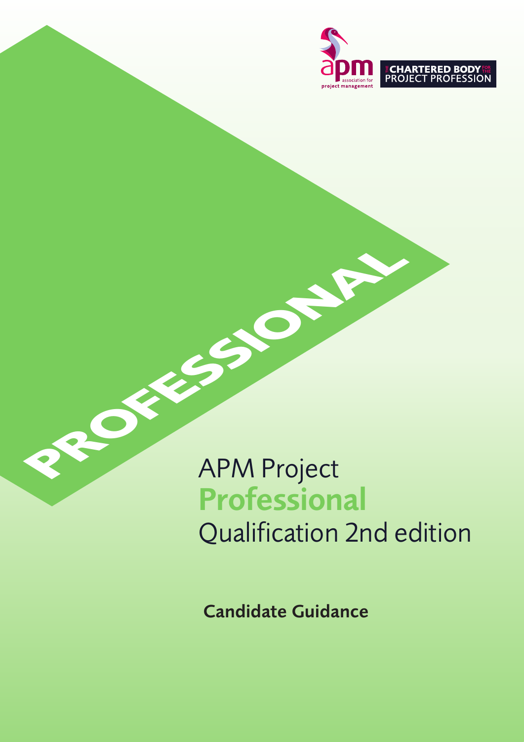apm association for project management

THE CHARTERED BODY FOR THE PROJECT PROFESSION

PROFESSIONAL

# APM Project **Professional** Qualification 2nd edition

**Candidate Guidance**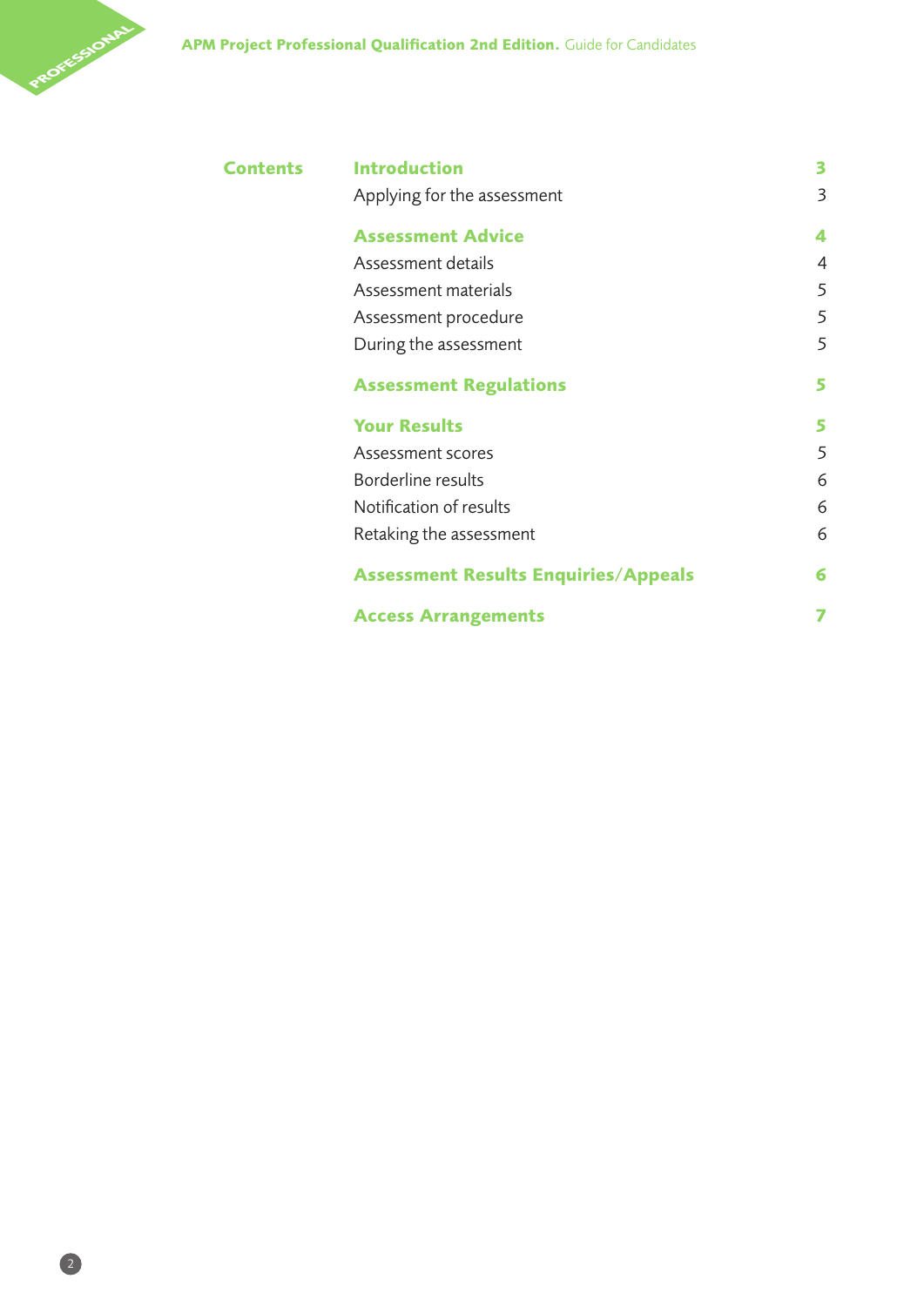## Contents

| | |
|---|---|
| **Introduction** | **3** |
| Applying for the assessment | 3 |
| **Assessment Advice** | **4** |
| Assessment details | 4 |
| Assessment materials | 5 |
| Assessment procedure | 5 |
| During the assessment | 5 |
| **Assessment Regulations** | **5** |
| **Your Results** | **5** |
| Assessment scores | 5 |
| Borderline results | 6 |
| Notification of results | 6 |
| Retaking the assessment | 6 |
| **Assessment Results Enquiries/Appeals** | **6** |
| **Access Arrangements** | **7** |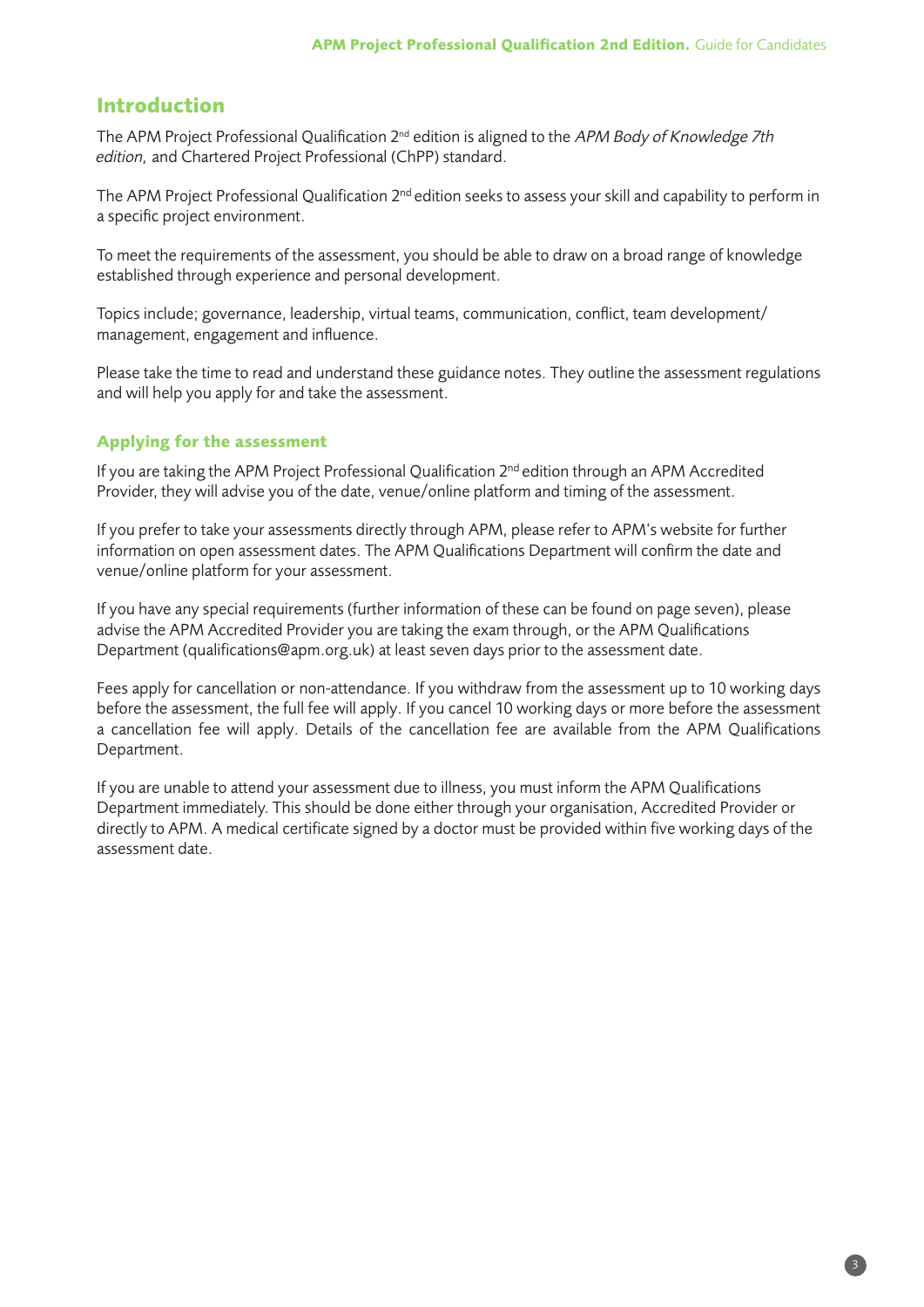## Introduction

The APM Project Professional Qualification 2nd edition is aligned to the *APM Body of Knowledge 7th edition,* and Chartered Project Professional (ChPP) standard.

The APM Project Professional Qualification 2nd edition seeks to assess your skill and capability to perform in a specific project environment.

To meet the requirements of the assessment, you should be able to draw on a broad range of knowledge established through experience and personal development.

Topics include; governance, leadership, virtual teams, communication, conflict, team development/ management, engagement and influence.

Please take the time to read and understand these guidance notes. They outline the assessment regulations and will help you apply for and take the assessment.

### Applying for the assessment

If you are taking the APM Project Professional Qualification 2nd edition through an APM Accredited Provider, they will advise you of the date, venue/online platform and timing of the assessment.

If you prefer to take your assessments directly through APM, please refer to APM's website for further information on open assessment dates. The APM Qualifications Department will confirm the date and venue/online platform for your assessment.

If you have any special requirements (further information of these can be found on page seven), please advise the APM Accredited Provider you are taking the exam through, or the APM Qualifications Department (qualifications@apm.org.uk) at least seven days prior to the assessment date.

Fees apply for cancellation or non-attendance. If you withdraw from the assessment up to 10 working days before the assessment, the full fee will apply. If you cancel 10 working days or more before the assessment a cancellation fee will apply. Details of the cancellation fee are available from the APM Qualifications Department.

If you are unable to attend your assessment due to illness, you must inform the APM Qualifications Department immediately. This should be done either through your organisation, Accredited Provider or directly to APM. A medical certificate signed by a doctor must be provided within five working days of the assessment date.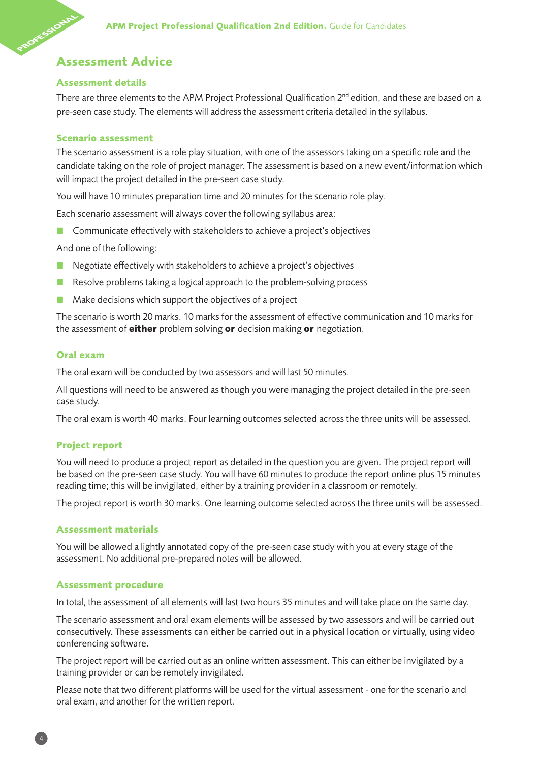# Assessment Advice

## Assessment details

There are three elements to the APM Project Professional Qualification 2nd edition, and these are based on a pre-seen case study. The elements will address the assessment criteria detailed in the syllabus.

## Scenario assessment

The scenario assessment is a role play situation, with one of the assessors taking on a specific role and the candidate taking on the role of project manager. The assessment is based on a new event/information which will impact the project detailed in the pre-seen case study.

You will have 10 minutes preparation time and 20 minutes for the scenario role play.

Each scenario assessment will always cover the following syllabus area:

- Communicate effectively with stakeholders to achieve a project's objectives

And one of the following:

- Negotiate effectively with stakeholders to achieve a project's objectives
- Resolve problems taking a logical approach to the problem-solving process
- Make decisions which support the objectives of a project

The scenario is worth 20 marks. 10 marks for the assessment of effective communication and 10 marks for the assessment of **either** problem solving **or** decision making **or** negotiation.

## Oral exam

The oral exam will be conducted by two assessors and will last 50 minutes.

All questions will need to be answered as though you were managing the project detailed in the pre-seen case study.

The oral exam is worth 40 marks. Four learning outcomes selected across the three units will be assessed.

## Project report

You will need to produce a project report as detailed in the question you are given. The project report will be based on the pre-seen case study. You will have 60 minutes to produce the report online plus 15 minutes reading time; this will be invigilated, either by a training provider in a classroom or remotely.

The project report is worth 30 marks. One learning outcome selected across the three units will be assessed.

## Assessment materials

You will be allowed a lightly annotated copy of the pre-seen case study with you at every stage of the assessment. No additional pre-prepared notes will be allowed.

## Assessment procedure

In total, the assessment of all elements will last two hours 35 minutes and will take place on the same day.

The scenario assessment and oral exam elements will be assessed by two assessors and will be carried out consecutively. These assessments can either be carried out in a physical location or virtually, using video conferencing software.

The project report will be carried out as an online written assessment. This can either be invigilated by a training provider or can be remotely invigilated.

Please note that two different platforms will be used for the virtual assessment - one for the scenario and oral exam, and another for the written report.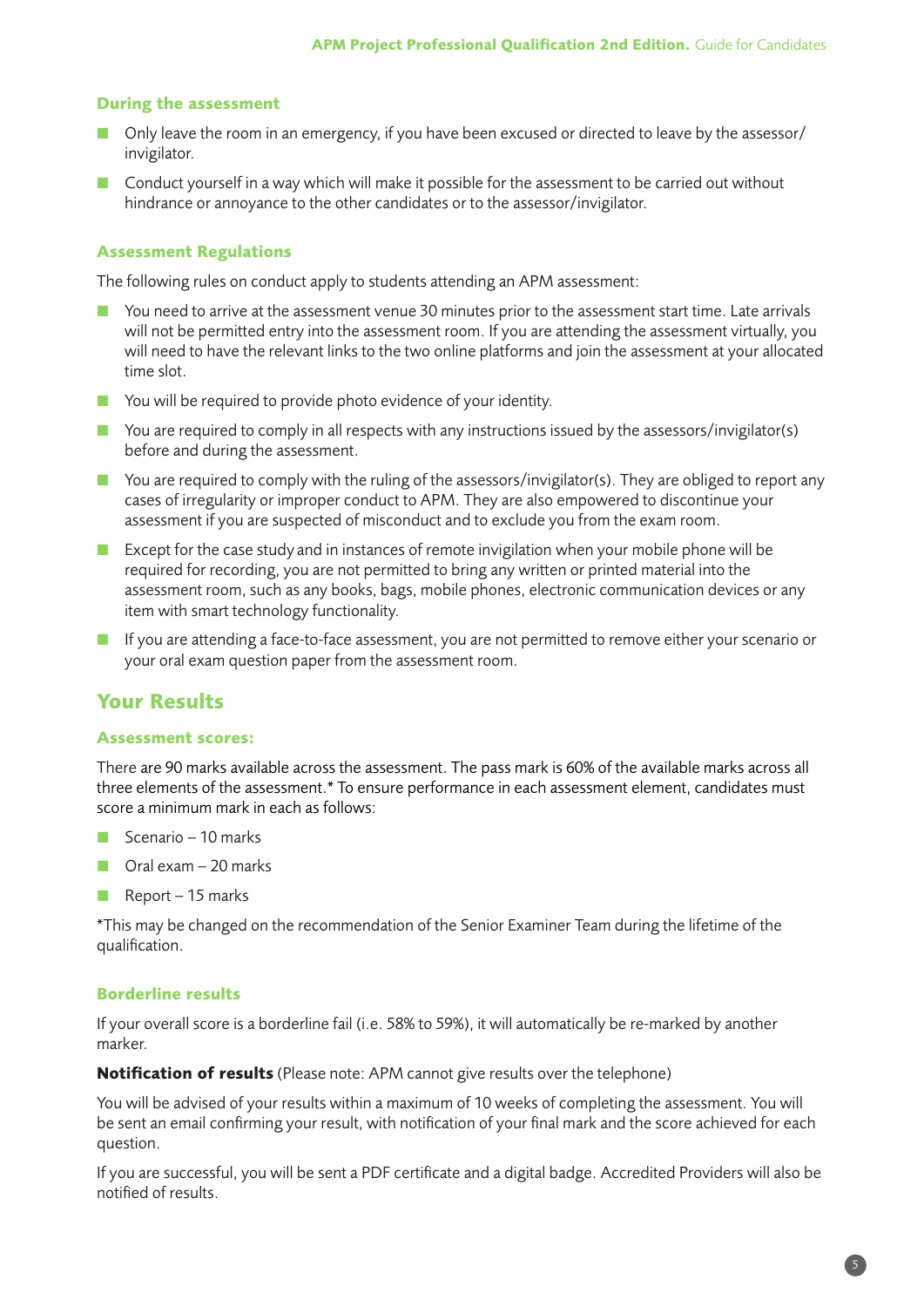### During the assessment

- Only leave the room in an emergency, if you have been excused or directed to leave by the assessor/invigilator.
- Conduct yourself in a way which will make it possible for the assessment to be carried out without hindrance or annoyance to the other candidates or to the assessor/invigilator.

### Assessment Regulations

The following rules on conduct apply to students attending an APM assessment:

- You need to arrive at the assessment venue 30 minutes prior to the assessment start time. Late arrivals will not be permitted entry into the assessment room. If you are attending the assessment virtually, you will need to have the relevant links to the two online platforms and join the assessment at your allocated time slot.
- You will be required to provide photo evidence of your identity.
- You are required to comply in all respects with any instructions issued by the assessors/invigilator(s) before and during the assessment.
- You are required to comply with the ruling of the assessors/invigilator(s). They are obliged to report any cases of irregularity or improper conduct to APM. They are also empowered to discontinue your assessment if you are suspected of misconduct and to exclude you from the exam room.
- Except for the case study and in instances of remote invigilation when your mobile phone will be required for recording, you are not permitted to bring any written or printed material into the assessment room, such as any books, bags, mobile phones, electronic communication devices or any item with smart technology functionality.
- If you are attending a face-to-face assessment, you are not permitted to remove either your scenario or your oral exam question paper from the assessment room.

## Your Results

### Assessment scores:

There are 90 marks available across the assessment. The pass mark is 60% of the available marks across all three elements of the assessment.* To ensure performance in each assessment element, candidates must score a minimum mark in each as follows:

- Scenario – 10 marks
- Oral exam – 20 marks
- Report – 15 marks

*This may be changed on the recommendation of the Senior Examiner Team during the lifetime of the qualification.

### Borderline results

If your overall score is a borderline fail (i.e. 58% to 59%), it will automatically be re-marked by another marker.

**Notification of results** (Please note: APM cannot give results over the telephone)

You will be advised of your results within a maximum of 10 weeks of completing the assessment. You will be sent an email confirming your result, with notification of your final mark and the score achieved for each question.

If you are successful, you will be sent a PDF certificate and a digital badge. Accredited Providers will also be notified of results.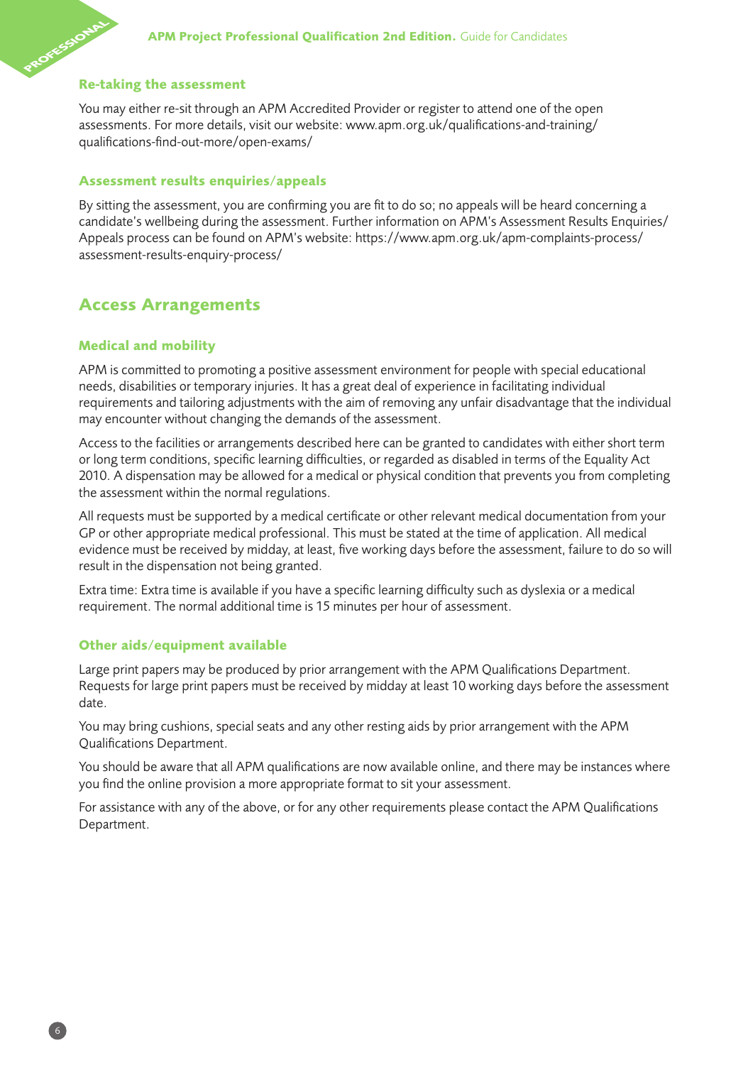### Re-taking the assessment

You may either re-sit through an APM Accredited Provider or register to attend one of the open assessments. For more details, visit our website: www.apm.org.uk/qualifications-and-training/qualifications-find-out-more/open-exams/

### Assessment results enquiries/appeals

By sitting the assessment, you are confirming you are fit to do so; no appeals will be heard concerning a candidate's wellbeing during the assessment. Further information on APM's Assessment Results Enquiries/Appeals process can be found on APM's website: https://www.apm.org.uk/apm-complaints-process/assessment-results-enquiry-process/

## Access Arrangements

### Medical and mobility

APM is committed to promoting a positive assessment environment for people with special educational needs, disabilities or temporary injuries. It has a great deal of experience in facilitating individual requirements and tailoring adjustments with the aim of removing any unfair disadvantage that the individual may encounter without changing the demands of the assessment.

Access to the facilities or arrangements described here can be granted to candidates with either short term or long term conditions, specific learning difficulties, or regarded as disabled in terms of the Equality Act 2010. A dispensation may be allowed for a medical or physical condition that prevents you from completing the assessment within the normal regulations.

All requests must be supported by a medical certificate or other relevant medical documentation from your GP or other appropriate medical professional. This must be stated at the time of application. All medical evidence must be received by midday, at least, five working days before the assessment, failure to do so will result in the dispensation not being granted.

Extra time: Extra time is available if you have a specific learning difficulty such as dyslexia or a medical requirement. The normal additional time is 15 minutes per hour of assessment.

### Other aids/equipment available

Large print papers may be produced by prior arrangement with the APM Qualifications Department. Requests for large print papers must be received by midday at least 10 working days before the assessment date.

You may bring cushions, special seats and any other resting aids by prior arrangement with the APM Qualifications Department.

You should be aware that all APM qualifications are now available online, and there may be instances where you find the online provision a more appropriate format to sit your assessment.

For assistance with any of the above, or for any other requirements please contact the APM Qualifications Department.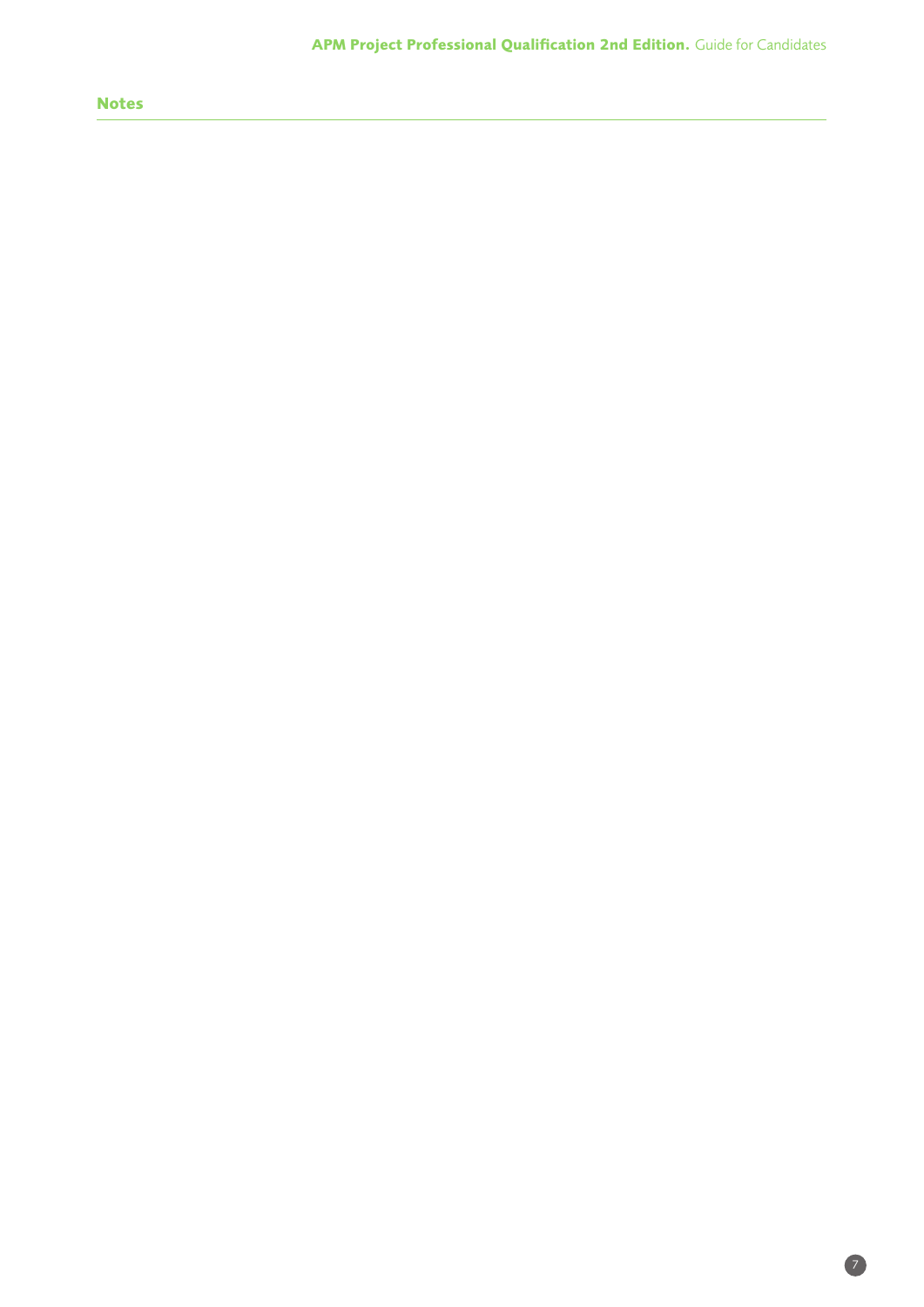## Notes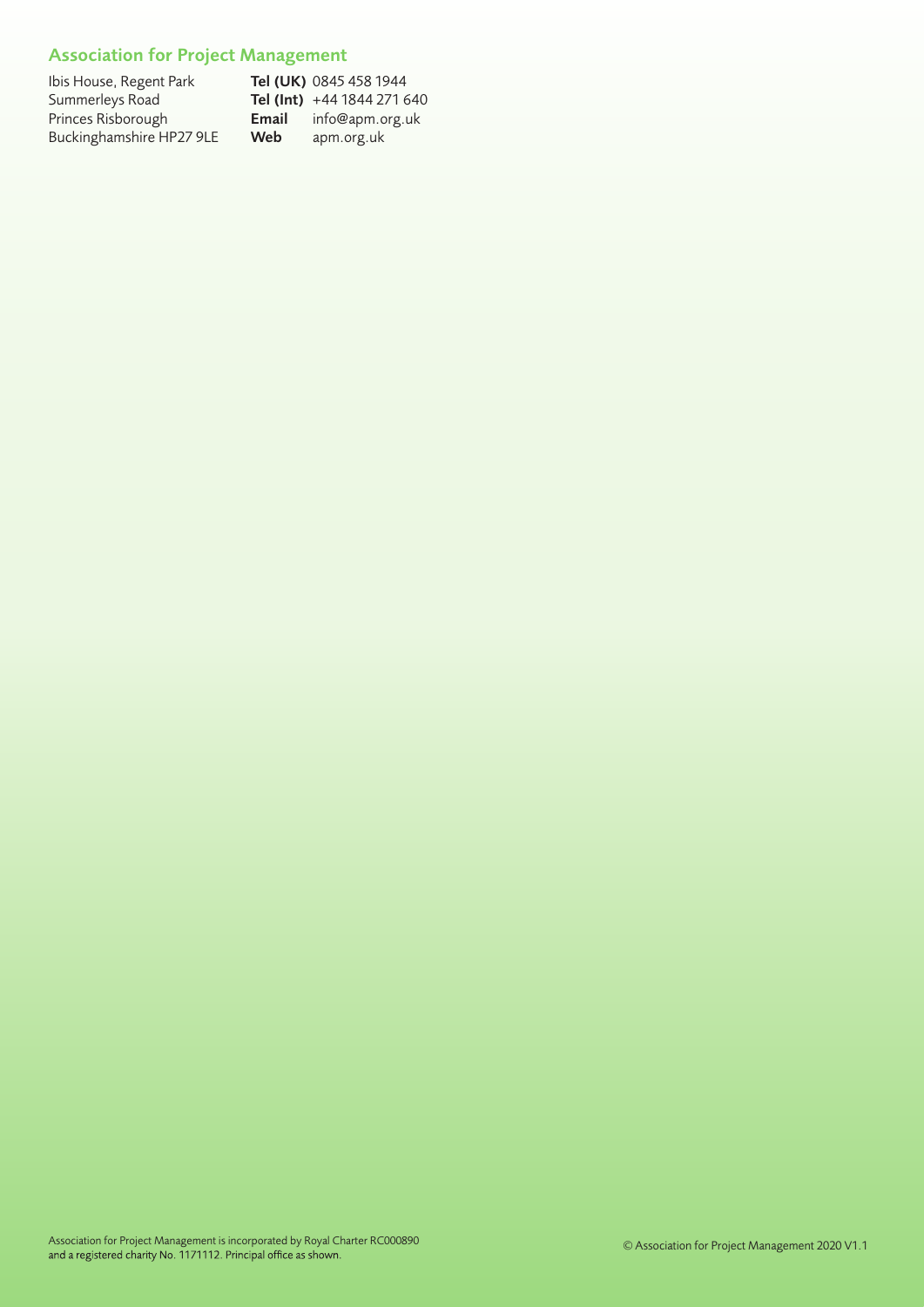## Association for Project Management

Ibis House, Regent Park
Summerleys Road
Princes Risborough
Buckinghamshire HP27 9LE

**Tel (UK)** 0845 458 1944
**Tel (Int)** +44 1844 271 640
**Email** info@apm.org.uk
**Web** apm.org.uk

Association for Project Management is incorporated by Royal Charter RC000890 and a registered charity No. 1171112. Principal office as shown.

© Association for Project Management 2020 V1.1